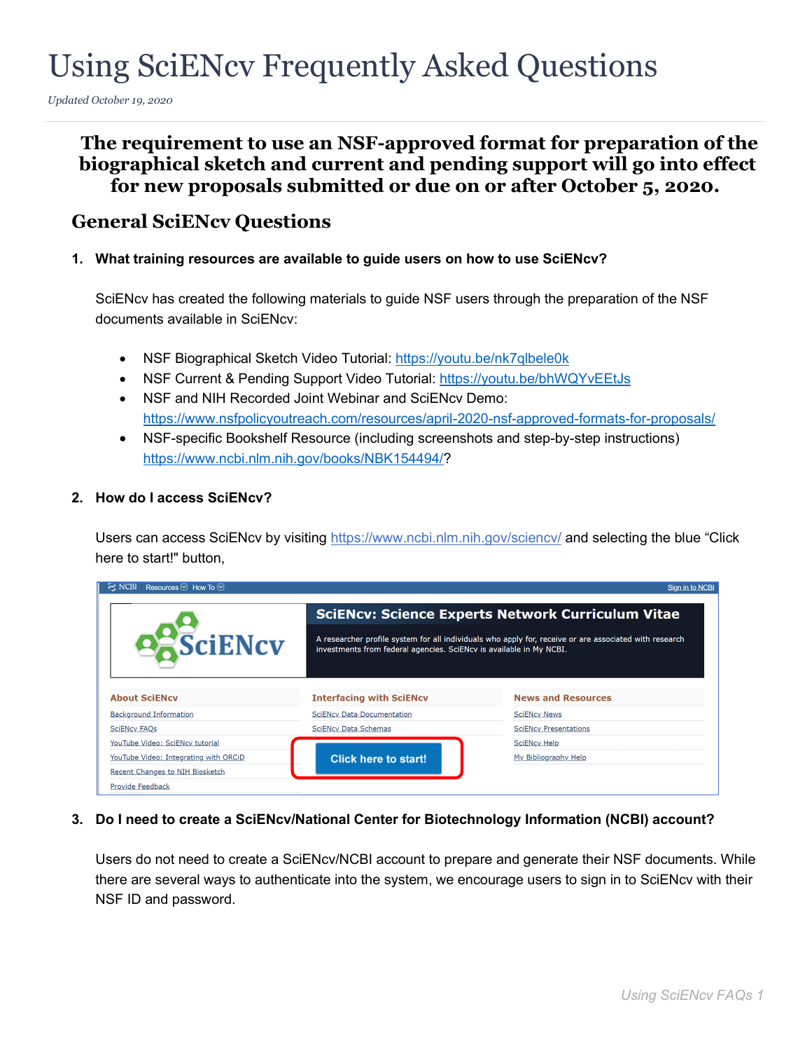# Using SciENcv Frequently Asked Questions

*Updated October 19, 2020*

**The requirement to use an NSF-approved format for preparation of the biographical sketch and current and pending support will go into effect for new proposals submitted or due on or after October 5, 2020.**

## General SciENcv Questions

1. **What training resources are available to guide users on how to use SciENcv?**

   SciENcv has created the following materials to guide NSF users through the preparation of the NSF documents available in SciENcv:

   - NSF Biographical Sketch Video Tutorial: https://youtu.be/nk7qlbele0k
   - NSF Current & Pending Support Video Tutorial: https://youtu.be/bhWQYvEEtJs
   - NSF and NIH Recorded Joint Webinar and SciENcv Demo: https://www.nsfpolicyoutreach.com/resources/april-2020-nsf-approved-formats-for-proposals/
   - NSF-specific Bookshelf Resource (including screenshots and step-by-step instructions) https://www.ncbi.nlm.nih.gov/books/NBK154494/?

2. **How do I access SciENcv?**

   Users can access SciENcv by visiting https://www.ncbi.nlm.nih.gov/sciencv/ and selecting the blue "Click here to start!" button,

3. **Do I need to create a SciENcv/National Center for Biotechnology Information (NCBI) account?**

   Users do not need to create a SciENcv/NCBI account to prepare and generate their NSF documents. While there are several ways to authenticate into the system, we encourage users to sign in to SciENcv with their NSF ID and password.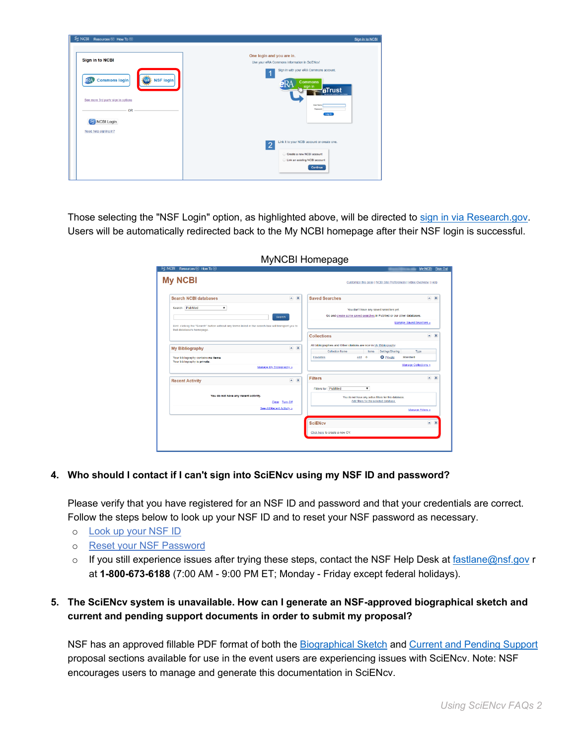Those selecting the "NSF Login" option, as highlighted above, will be directed to sign in via Research.gov. Users will be automatically redirected back to the My NCBI homepage after their NSF login is successful.

MyNCBI Homepage

4. **Who should I contact if I can't sign into SciENcv using my NSF ID and password?**

Please verify that you have registered for an NSF ID and password and that your credentials are correct. Follow the steps below to look up your NSF ID and to reset your NSF password as necessary.

- Look up your NSF ID
- Reset your NSF Password
- If you still experience issues after trying these steps, contact the NSF Help Desk at fastlane@nsf.gov r at **1-800-673-6188** (7:00 AM - 9:00 PM ET; Monday - Friday except federal holidays).

5. **The SciENcv system is unavailable. How can I generate an NSF-approved biographical sketch and current and pending support documents in order to submit my proposal?**

NSF has an approved fillable PDF format of both the Biographical Sketch and Current and Pending Support proposal sections available for use in the event users are experiencing issues with SciENcv. Note: NSF encourages users to manage and generate this documentation in SciENcv.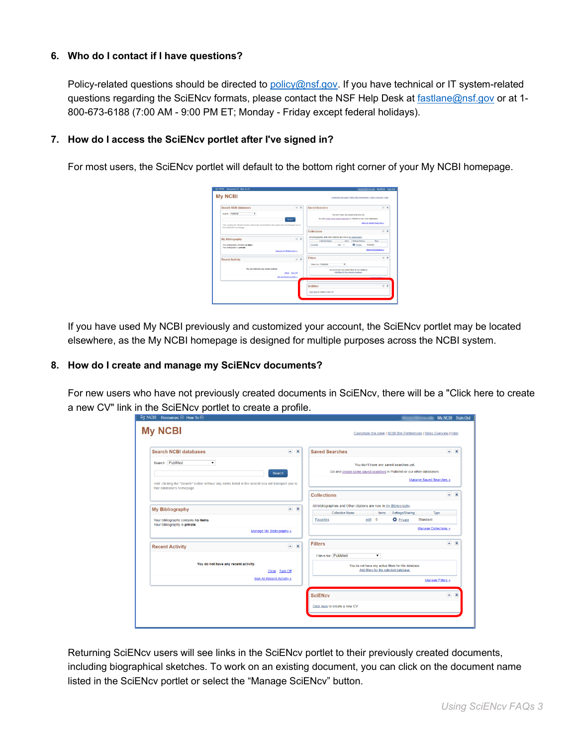6. **Who do I contact if I have questions?**

   Policy-related questions should be directed to policy@nsf.gov. If you have technical or IT system-related questions regarding the SciENcv formats, please contact the NSF Help Desk at fastlane@nsf.gov or at 1-800-673-6188 (7:00 AM - 9:00 PM ET; Monday - Friday except federal holidays).

7. **How do I access the SciENcv portlet after I've signed in?**

   For most users, the SciENcv portlet will default to the bottom right corner of your My NCBI homepage.

   If you have used My NCBI previously and customized your account, the SciENcv portlet may be located elsewhere, as the My NCBI homepage is designed for multiple purposes across the NCBI system.

8. **How do I create and manage my SciENcv documents?**

   For new users who have not previously created documents in SciENcv, there will be a "Click here to create a new CV" link in the SciENcv portlet to create a profile.

   Returning SciENcv users will see links in the SciENcv portlet to their previously created documents, including biographical sketches. To work on an existing document, you can click on the document name listed in the SciENcv portlet or select the “Manage SciENcv” button.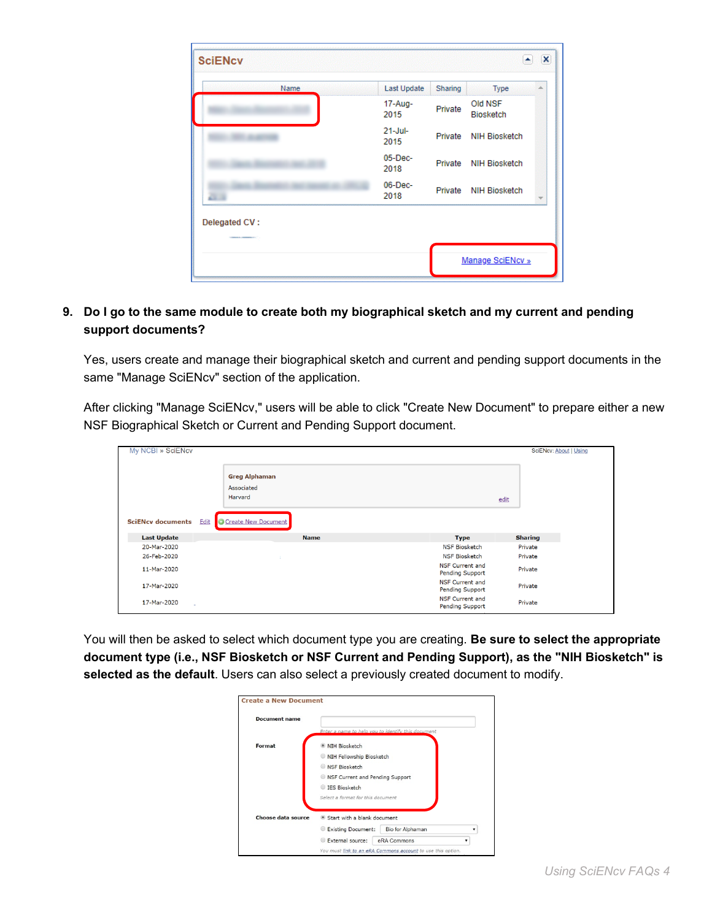9. **Do I go to the same module to create both my biographical sketch and my current and pending support documents?**

   Yes, users create and manage their biographical sketch and current and pending support documents in the same "Manage SciENcv" section of the application.

   After clicking "Manage SciENcv," users will be able to click "Create New Document" to prepare either a new NSF Biographical Sketch or Current and Pending Support document.

   You will then be asked to select which document type you are creating. **Be sure to select the appropriate document type (i.e., NSF Biosketch or NSF Current and Pending Support), as the "NIH Biosketch" is selected as the default**. Users can also select a previously created document to modify.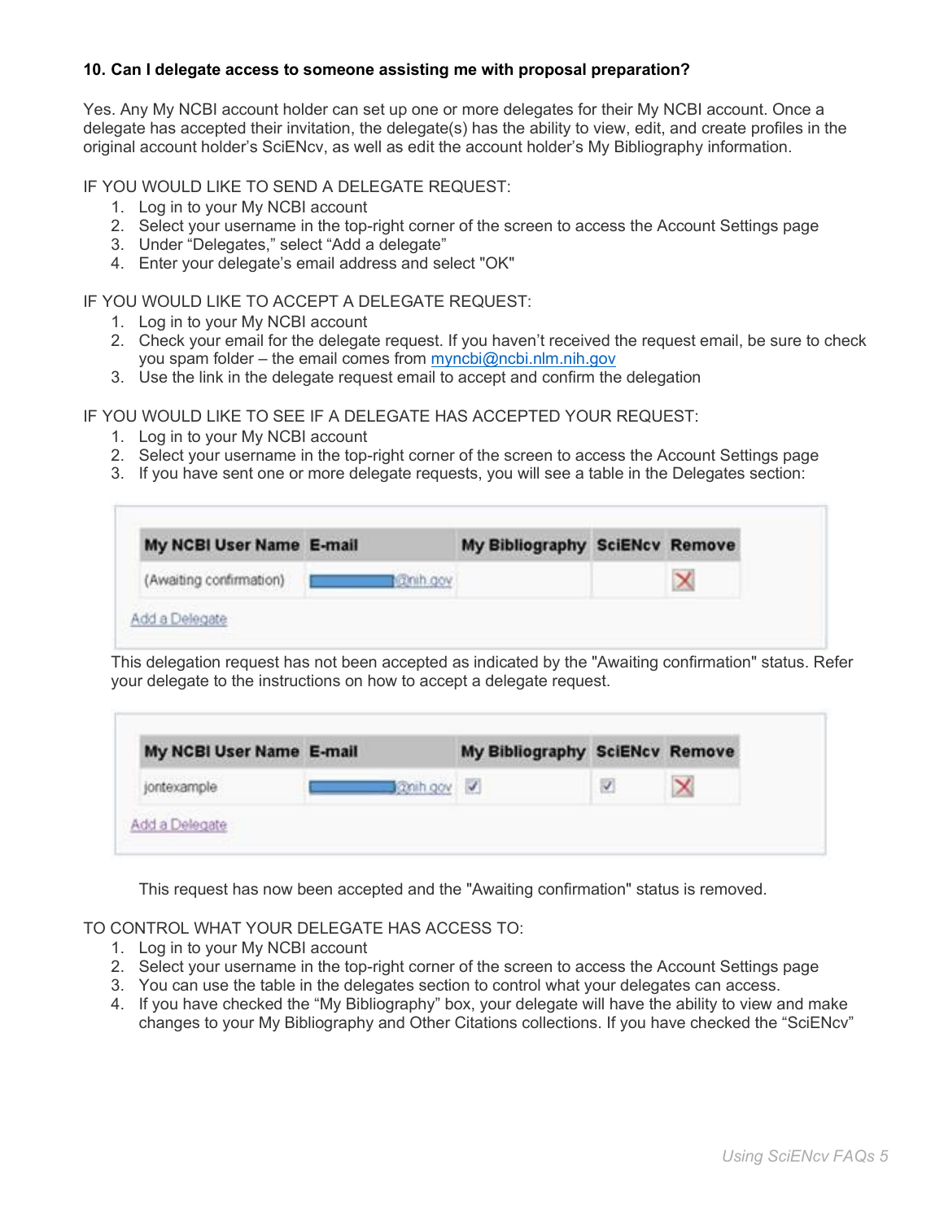**10. Can I delegate access to someone assisting me with proposal preparation?**

Yes. Any My NCBI account holder can set up one or more delegates for their My NCBI account. Once a delegate has accepted their invitation, the delegate(s) has the ability to view, edit, and create profiles in the original account holder's SciENcv, as well as edit the account holder's My Bibliography information.

IF YOU WOULD LIKE TO SEND A DELEGATE REQUEST:

1. Log in to your My NCBI account
2. Select your username in the top-right corner of the screen to access the Account Settings page
3. Under "Delegates," select "Add a delegate"
4. Enter your delegate's email address and select "OK"

IF YOU WOULD LIKE TO ACCEPT A DELEGATE REQUEST:

1. Log in to your My NCBI account
2. Check your email for the delegate request. If you haven't received the request email, be sure to check you spam folder – the email comes from [myncbi@ncbi.nlm.nih.gov](mailto:myncbi@ncbi.nlm.nih.gov)
3. Use the link in the delegate request email to accept and confirm the delegation

IF YOU WOULD LIKE TO SEE IF A DELEGATE HAS ACCEPTED YOUR REQUEST:

1. Log in to your My NCBI account
2. Select your username in the top-right corner of the screen to access the Account Settings page
3. If you have sent one or more delegate requests, you will see a table in the Delegates section:

| My NCBI User Name | E-mail | My Bibliography | SciENcv | Remove |
|---|---|---|---|---|
| (Awaiting confirmation) | @nih.gov | | | ✗ |

Add a Delegate

This delegation request has not been accepted as indicated by the "Awaiting confirmation" status. Refer your delegate to the instructions on how to accept a delegate request.

| My NCBI User Name | E-mail | My Bibliography | SciENcv | Remove |
|---|---|---|---|---|
| jontexample | @nih.gov | ☑ | ☑ | ✗ |

Add a Delegate

This request has now been accepted and the "Awaiting confirmation" status is removed.

TO CONTROL WHAT YOUR DELEGATE HAS ACCESS TO:

1. Log in to your My NCBI account
2. Select your username in the top-right corner of the screen to access the Account Settings page
3. You can use the table in the delegates section to control what your delegates can access.
4. If you have checked the "My Bibliography" box, your delegate will have the ability to view and make changes to your My Bibliography and Other Citations collections. If you have checked the "SciENcv"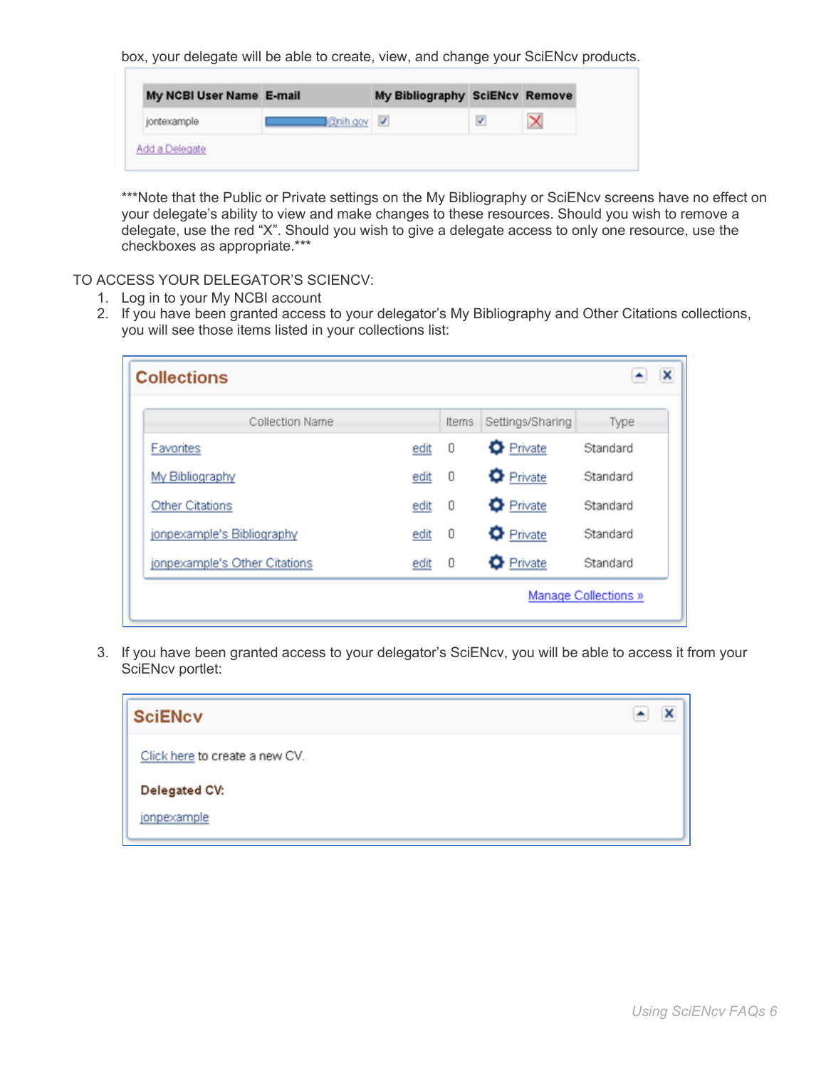box, your delegate will be able to create, view, and change your SciENcv products.

| My NCBI User Name | E-mail | My Bibliography | SciENcv | Remove |
|---|---|---|---|---|
| jontexample | @nih.gov | ☑ | ☑ | ☒ |

Add a Delegate

***Note that the Public or Private settings on the My Bibliography or SciENcv screens have no effect on your delegate's ability to view and make changes to these resources. Should you wish to remove a delegate, use the red "X". Should you wish to give a delegate access to only one resource, use the checkboxes as appropriate.***

TO ACCESS YOUR DELEGATOR'S SCIENCV:

1. Log in to your My NCBI account
2. If you have been granted access to your delegator's My Bibliography and Other Citations collections, you will see those items listed in your collections list:

**Collections**

| Collection Name | | Items | Settings/Sharing | Type |
|---|---|---|---|---|
| Favorites | edit | 0 | Private | Standard |
| My Bibliography | edit | 0 | Private | Standard |
| Other Citations | edit | 0 | Private | Standard |
| jonpexample's Bibliography | edit | 0 | Private | Standard |
| jonpexample's Other Citations | edit | 0 | Private | Standard |

Manage Collections »

3. If you have been granted access to your delegator's SciENcv, you will be able to access it from your SciENcv portlet:

**SciENcv**

Click here to create a new CV.

**Delegated CV:**

jonpexample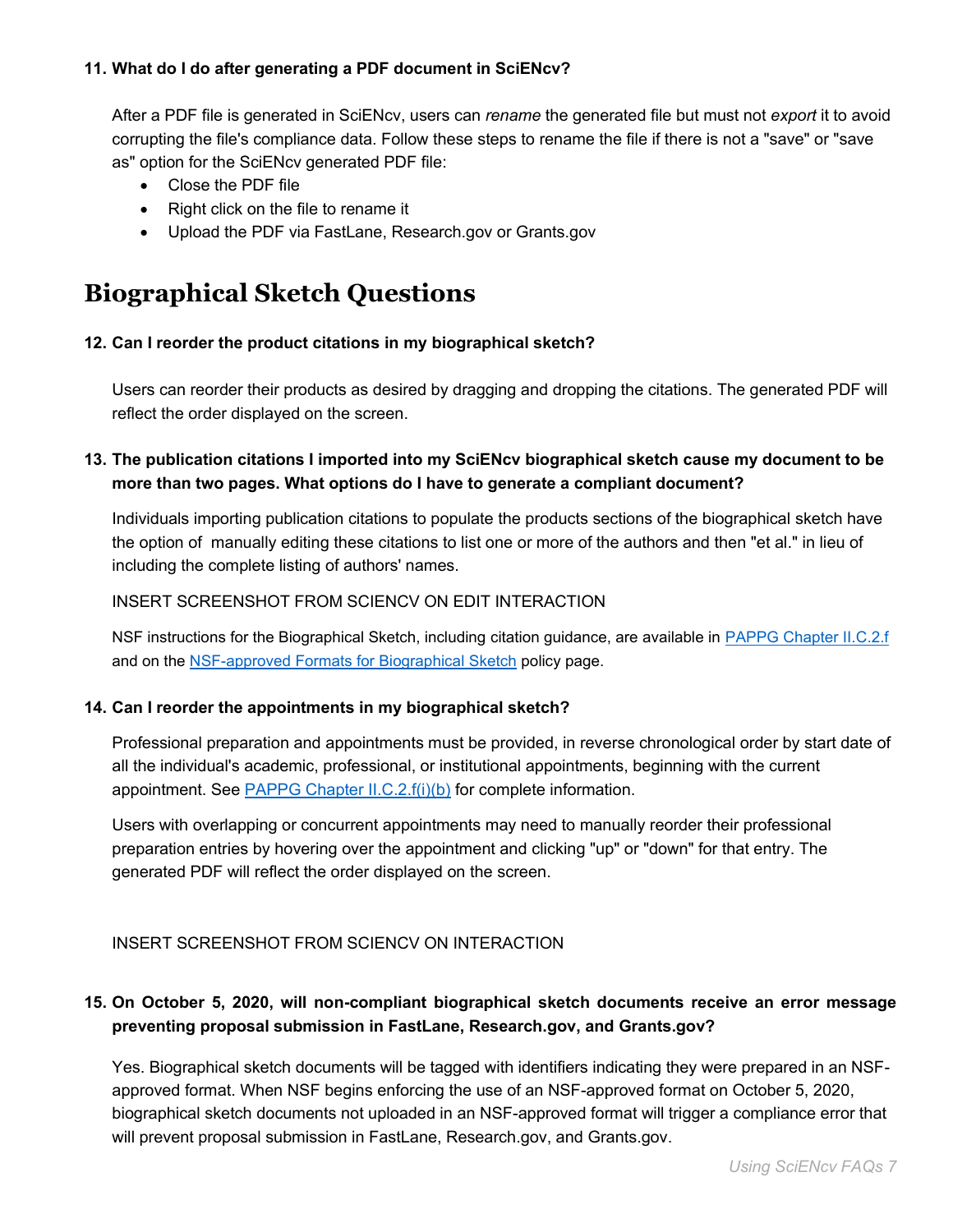**11. What do I do after generating a PDF document in SciENcv?**

After a PDF file is generated in SciENcv, users can *rename* the generated file but must not *export* it to avoid corrupting the file's compliance data. Follow these steps to rename the file if there is not a "save" or "save as" option for the SciENcv generated PDF file:

- Close the PDF file
- Right click on the file to rename it
- Upload the PDF via FastLane, Research.gov or Grants.gov

# Biographical Sketch Questions

**12. Can I reorder the product citations in my biographical sketch?**

Users can reorder their products as desired by dragging and dropping the citations. The generated PDF will reflect the order displayed on the screen.

**13. The publication citations I imported into my SciENcv biographical sketch cause my document to be more than two pages. What options do I have to generate a compliant document?**

Individuals importing publication citations to populate the products sections of the biographical sketch have the option of manually editing these citations to list one or more of the authors and then "et al." in lieu of including the complete listing of authors' names.

INSERT SCREENSHOT FROM SCIENCV ON EDIT INTERACTION

NSF instructions for the Biographical Sketch, including citation guidance, are available in PAPPG Chapter II.C.2.f and on the NSF-approved Formats for Biographical Sketch policy page.

**14. Can I reorder the appointments in my biographical sketch?**

Professional preparation and appointments must be provided, in reverse chronological order by start date of all the individual's academic, professional, or institutional appointments, beginning with the current appointment. See PAPPG Chapter II.C.2.f(i)(b) for complete information.

Users with overlapping or concurrent appointments may need to manually reorder their professional preparation entries by hovering over the appointment and clicking "up" or "down" for that entry. The generated PDF will reflect the order displayed on the screen.

INSERT SCREENSHOT FROM SCIENCV ON INTERACTION

**15. On October 5, 2020, will non-compliant biographical sketch documents receive an error message preventing proposal submission in FastLane, Research.gov, and Grants.gov?**

Yes. Biographical sketch documents will be tagged with identifiers indicating they were prepared in an NSF-approved format. When NSF begins enforcing the use of an NSF-approved format on October 5, 2020, biographical sketch documents not uploaded in an NSF-approved format will trigger a compliance error that will prevent proposal submission in FastLane, Research.gov, and Grants.gov.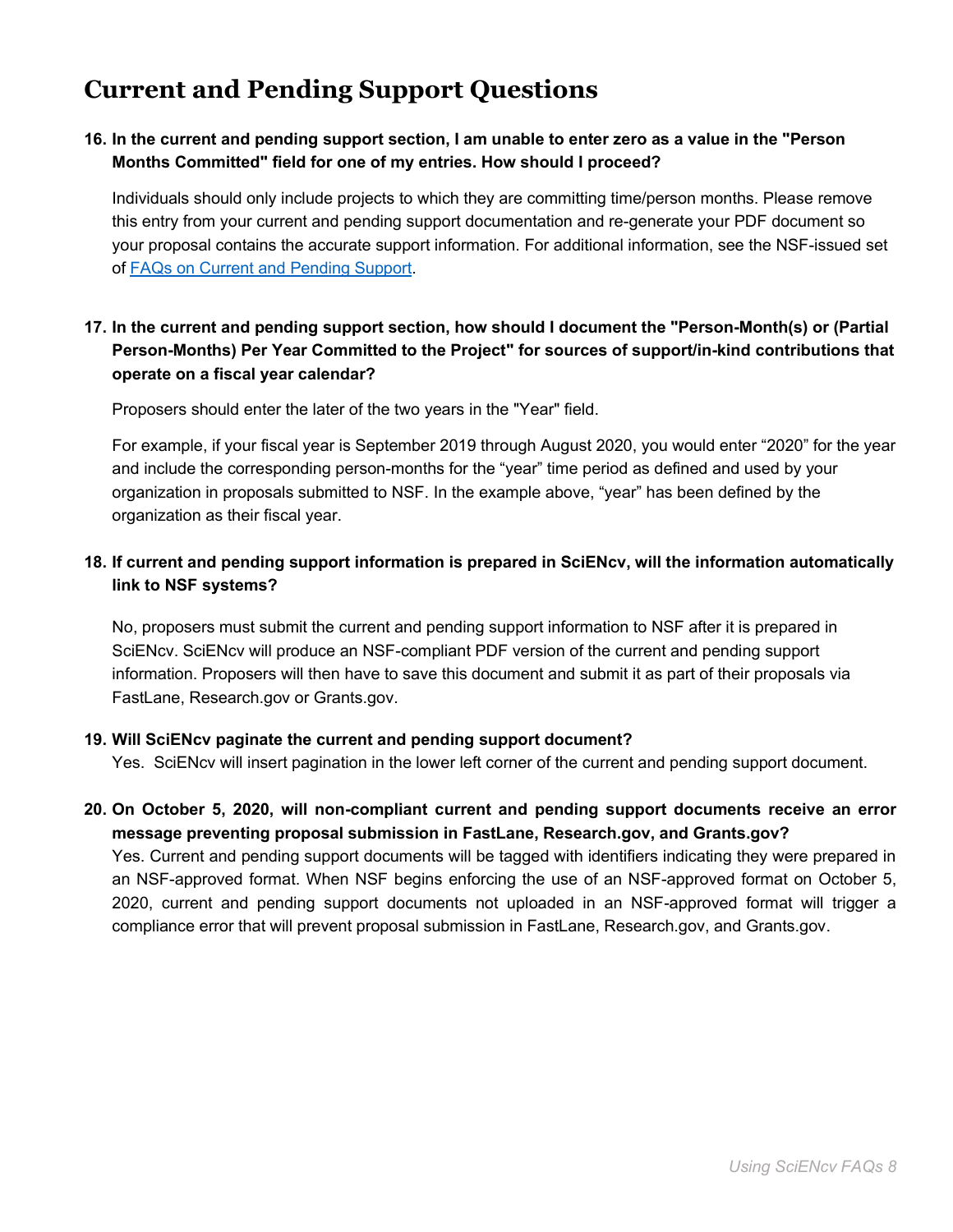# Current and Pending Support Questions

**16. In the current and pending support section, I am unable to enter zero as a value in the "Person Months Committed" field for one of my entries. How should I proceed?**

Individuals should only include projects to which they are committing time/person months. Please remove this entry from your current and pending support documentation and re-generate your PDF document so your proposal contains the accurate support information. For additional information, see the NSF-issued set of [FAQs on Current and Pending Support](#).

**17. In the current and pending support section, how should I document the "Person-Month(s) or (Partial Person-Months) Per Year Committed to the Project" for sources of support/in-kind contributions that operate on a fiscal year calendar?**

Proposers should enter the later of the two years in the "Year" field.

For example, if your fiscal year is September 2019 through August 2020, you would enter "2020" for the year and include the corresponding person-months for the "year" time period as defined and used by your organization in proposals submitted to NSF. In the example above, "year" has been defined by the organization as their fiscal year.

**18. If current and pending support information is prepared in SciENcv, will the information automatically link to NSF systems?**

No, proposers must submit the current and pending support information to NSF after it is prepared in SciENcv. SciENcv will produce an NSF-compliant PDF version of the current and pending support information. Proposers will then have to save this document and submit it as part of their proposals via FastLane, Research.gov or Grants.gov.

**19. Will SciENcv paginate the current and pending support document?**

Yes. SciENcv will insert pagination in the lower left corner of the current and pending support document.

**20. On October 5, 2020, will non-compliant current and pending support documents receive an error message preventing proposal submission in FastLane, Research.gov, and Grants.gov?**

Yes. Current and pending support documents will be tagged with identifiers indicating they were prepared in an NSF-approved format. When NSF begins enforcing the use of an NSF-approved format on October 5, 2020, current and pending support documents not uploaded in an NSF-approved format will trigger a compliance error that will prevent proposal submission in FastLane, Research.gov, and Grants.gov.